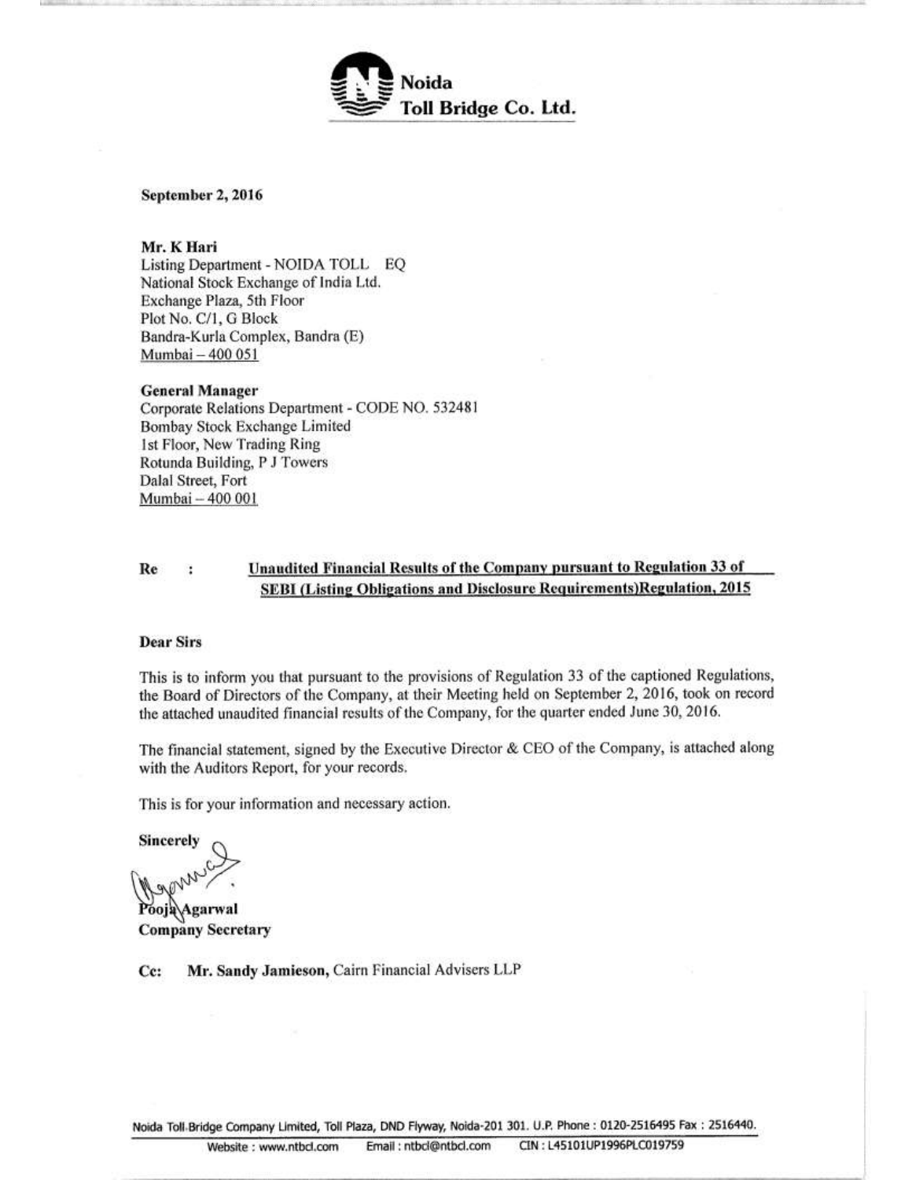**Noida Toll Bridge Co. Ltd.**

**September 2, 2016**

**Mr. K Hari**
Listing Department - NOIDA TOLL EQ
National Stock Exchange of India Ltd.
Exchange Plaza, 5th Floor
Plot No. C/1, G Block
Bandra-Kurla Complex, Bandra (E)
Mumbai – 400 051

**General Manager**
Corporate Relations Department - CODE NO. 532481
Bombay Stock Exchange Limited
1st Floor, New Trading Ring
Rotunda Building, P J Towers
Dalal Street, Fort
Mumbai – 400 001

**Re : Unaudited Financial Results of the Company pursuant to Regulation 33 of SEBI (Listing Obligations and Disclosure Requirements)Regulation, 2015**

**Dear Sirs**

This is to inform you that pursuant to the provisions of Regulation 33 of the captioned Regulations, the Board of Directors of the Company, at their Meeting held on September 2, 2016, took on record the attached unaudited financial results of the Company, for the quarter ended June 30, 2016.

The financial statement, signed by the Executive Director & CEO of the Company, is attached along with the Auditors Report, for your records.

This is for your information and necessary action.

**Sincerely**

Pooja Agarwal
**Company Secretary**

**Cc: Mr. Sandy Jamieson,** Cairn Financial Advisers LLP

Noida Toll Bridge Company Limited, Toll Plaza, DND Flyway, Noida-201 301. U.P. Phone : 0120-2516495 Fax : 2516440.
Website : www.ntbcl.com Email : ntbcl@ntbcl.com CIN : L45101UP1996PLC019759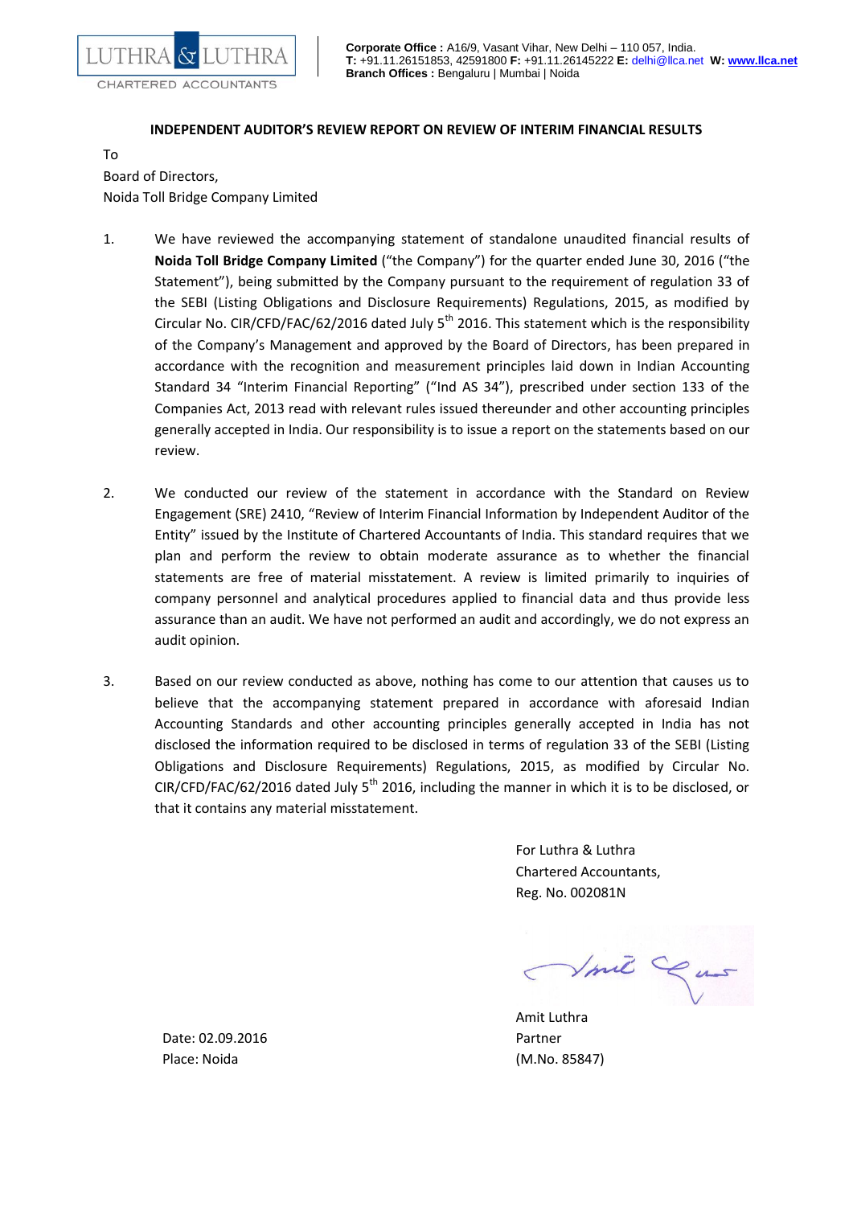LUTHRA & LUTHRA

CHARTERED ACCOUNTANTS

**Corporate Office :** A16/9, Vasant Vihar, New Delhi – 110 057, India.
**T:** +91.11.26151853, 42591800 **F:** +91.11.26145222 **E:** delhi@llca.net **W:** www.llca.net
**Branch Offices :** Bengaluru | Mumbai | Noida

**INDEPENDENT AUDITOR'S REVIEW REPORT ON REVIEW OF INTERIM FINANCIAL RESULTS**

To
Board of Directors,
Noida Toll Bridge Company Limited

1. We have reviewed the accompanying statement of standalone unaudited financial results of **Noida Toll Bridge Company Limited** ("the Company") for the quarter ended June 30, 2016 ("the Statement"), being submitted by the Company pursuant to the requirement of regulation 33 of the SEBI (Listing Obligations and Disclosure Requirements) Regulations, 2015, as modified by Circular No. CIR/CFD/FAC/62/2016 dated July 5th 2016. This statement which is the responsibility of the Company's Management and approved by the Board of Directors, has been prepared in accordance with the recognition and measurement principles laid down in Indian Accounting Standard 34 "Interim Financial Reporting" ("Ind AS 34"), prescribed under section 133 of the Companies Act, 2013 read with relevant rules issued thereunder and other accounting principles generally accepted in India. Our responsibility is to issue a report on the statements based on our review.

2. We conducted our review of the statement in accordance with the Standard on Review Engagement (SRE) 2410, "Review of Interim Financial Information by Independent Auditor of the Entity" issued by the Institute of Chartered Accountants of India. This standard requires that we plan and perform the review to obtain moderate assurance as to whether the financial statements are free of material misstatement. A review is limited primarily to inquiries of company personnel and analytical procedures applied to financial data and thus provide less assurance than an audit. We have not performed an audit and accordingly, we do not express an audit opinion.

3. Based on our review conducted as above, nothing has come to our attention that causes us to believe that the accompanying statement prepared in accordance with aforesaid Indian Accounting Standards and other accounting principles generally accepted in India has not disclosed the information required to be disclosed in terms of regulation 33 of the SEBI (Listing Obligations and Disclosure Requirements) Regulations, 2015, as modified by Circular No. CIR/CFD/FAC/62/2016 dated July 5th 2016, including the manner in which it is to be disclosed, or that it contains any material misstatement.

For Luthra & Luthra
Chartered Accountants,
Reg. No. 002081N

Amit Luthra
Partner
(M.No. 85847)

Date: 02.09.2016
Place: Noida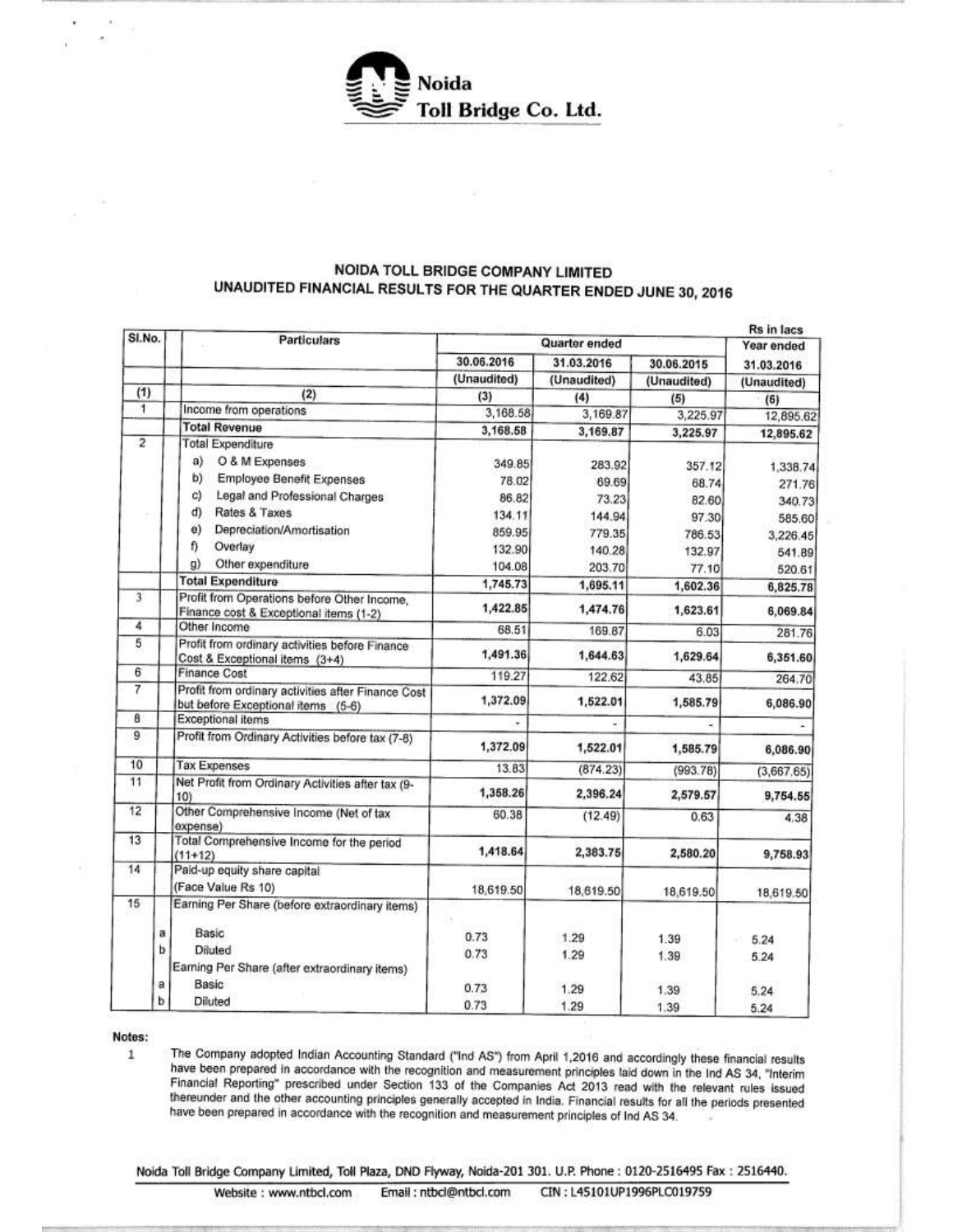**Noida Toll Bridge Co. Ltd.**

## NOIDA TOLL BRIDGE COMPANY LIMITED
## UNAUDITED FINANCIAL RESULTS FOR THE QUARTER ENDED JUNE 30, 2016

Rs in lacs

| Sl.No. | | Particulars | Quarter ended | | | Year ended |
|---|---|---|---|---|---|---|
| | | | 30.06.2016 | 31.03.2016 | 30.06.2015 | 31.03.2016 |
| | | | (Unaudited) | (Unaudited) | (Unaudited) | (Unaudited) |
| (1) | | (2) | (3) | (4) | (5) | (6) |
| 1 | | Income from operations | 3,168.58 | 3,169.87 | 3,225.97 | 12,895.62 |
| | | **Total Revenue** | **3,168.58** | **3,169.87** | **3,225.97** | **12,895.62** |
| 2 | | Total Expenditure | | | | |
| | | a) O & M Expenses | 349.85 | 283.92 | 357.12 | 1,338.74 |
| | | b) Employee Benefit Expenses | 78.02 | 69.69 | 68.74 | 271.76 |
| | | c) Legal and Professional Charges | 86.82 | 73.23 | 82.60 | 340.73 |
| | | d) Rates & Taxes | 134.11 | 144.94 | 97.30 | 585.60 |
| | | e) Depreciation/Amortisation | 859.95 | 779.35 | 786.53 | 3,226.45 |
| | | f) Overlay | 132.90 | 140.28 | 132.97 | 541.89 |
| | | g) Other expenditure | 104.08 | 203.70 | 77.10 | 520.61 |
| | | **Total Expenditure** | **1,745.73** | **1,695.11** | **1,602.36** | **6,825.78** |
| 3 | | Profit from Operations before Other Income, Finance cost & Exceptional items (1-2) | **1,422.85** | **1,474.76** | **1,623.61** | **6,069.84** |
| 4 | | Other Income | 68.51 | 169.87 | 6.03 | 281.76 |
| 5 | | Profit from ordinary activities before Finance Cost & Exceptional items (3+4) | **1,491.36** | **1,644.63** | **1,629.64** | **6,351.60** |
| 6 | | Finance Cost | 119.27 | 122.62 | 43.85 | 264.70 |
| 7 | | Profit from ordinary activities after Finance Cost but before Exceptional items (5-6) | **1,372.09** | **1,522.01** | **1,585.79** | **6,086.90** |
| 8 | | Exceptional items | - | - | - | - |
| 9 | | Profit from Ordinary Activities before tax (7-8) | **1,372.09** | **1,522.01** | **1,585.79** | **6,086.90** |
| 10 | | Tax Expenses | 13.83 | (874.23) | (993.78) | (3,667.65) |
| 11 | | Net Profit from Ordinary Activities after tax (9-10) | **1,358.26** | **2,396.24** | **2,579.57** | **9,754.55** |
| 12 | | Other Comprehensive Income (Net of tax expense) | 60.38 | (12.49) | 0.63 | 4.38 |
| 13 | | Total Comprehensive Income for the period (11+12) | **1,418.64** | **2,383.75** | **2,580.20** | **9,758.93** |
| 14 | | Paid-up equity share capital (Face Value Rs 10) | 18,619.50 | 18,619.50 | 18,619.50 | 18,619.50 |
| 15 | | Earning Per Share (before extraordinary items) | | | | |
| | a | Basic | 0.73 | 1.29 | 1.39 | 5.24 |
| | b | Diluted | 0.73 | 1.29 | 1.39 | 5.24 |
| | | Earning Per Share (after extraordinary items) | | | | |
| | a | Basic | 0.73 | 1.29 | 1.39 | 5.24 |
| | b | Diluted | 0.73 | 1.29 | 1.39 | 5.24 |

**Notes:**

1. The Company adopted Indian Accounting Standard ("Ind AS") from April 1,2016 and accordingly these financial results have been prepared in accordance with the recognition and measurement principles laid down in the Ind AS 34, "Interim Financial Reporting" prescribed under Section 133 of the Companies Act 2013 read with the relevant rules issued thereunder and the other accounting principles generally accepted in India. Financial results for all the periods presented have been prepared in accordance with the recognition and measurement principles of Ind AS 34.

Noida Toll Bridge Company Limited, Toll Plaza, DND Flyway, Noida-201 301. U.P. Phone : 0120-2516495 Fax : 2516440.
Website : www.ntbcl.com Email : ntbcl@ntbcl.com CIN : L45101UP1996PLC019759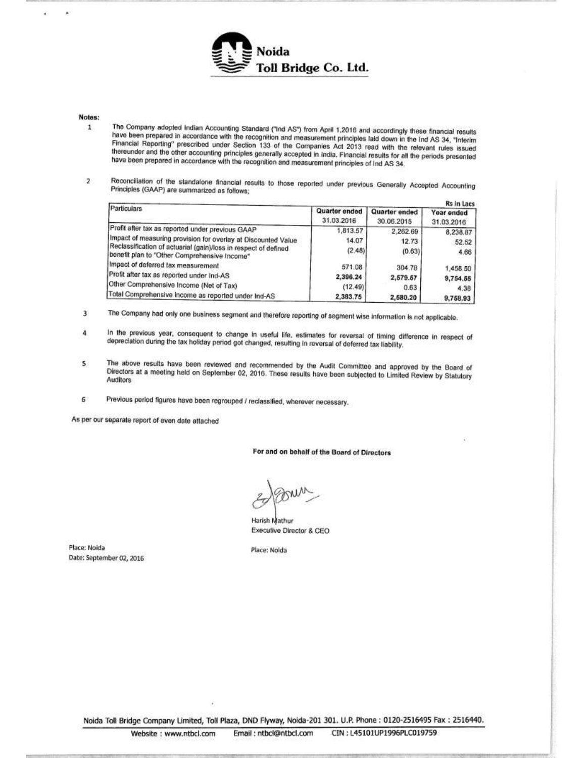# Noida Toll Bridge Co. Ltd.

**Notes:**

1. The Company adopted Indian Accounting Standard ("Ind AS") from April 1,2016 and accordingly these financial results have been prepared in accordance with the recognition and measurement principles laid down in the Ind AS 34, "Interim Financial Reporting" prescribed under Section 133 of the Companies Act 2013 read with the relevant rules issued thereunder and the other accounting principles generally accepted in India. Financial results for all the periods presented have been prepared in accordance with the recognition and measurement principles of Ind AS 34.

2. Reconciliation of the standalone financial results to those reported under previous Generally Accepted Accounting Principles (GAAP) are summarized as follows;

Rs in Lacs

| Particulars | Quarter ended 31.03.2016 | Quarter ended 30.06.2015 | Year ended 31.03.2016 |
|---|---|---|---|
| Profit after tax as reported under previous GAAP | 1,813.57 | 2,262.69 | 8,238.87 |
| Impact of measuring provision for overlay at Discounted Value | 14.07 | 12.73 | 52.52 |
| Reclassification of actuarial (gain)/loss in respect of defined benefit plan to "Other Comprehensive Income" | (2.48) | (0.63) | 4.66 |
| Impact of deferred tax measurement | 571.08 | 304.78 | 1,458.50 |
| Profit after tax as reported under Ind-AS | **2,396.24** | **2,579.57** | **9,754.55** |
| Other Comprehensive Income (Net of Tax) | (12.49) | 0.63 | 4.38 |
| Total Comprehensive Income as reported under Ind-AS | **2,383.75** | **2,580.20** | **9,758.93** |

3. The Company had only one business segment and therefore reporting of segment wise information is not applicable.

4. In the previous year, consequent to change in useful life, estimates for reversal of timing difference in respect of depreciation during the tax holiday period got changed, resulting in reversal of deferred tax liability.

5. The above results have been reviewed and recommended by the Audit Committee and approved by the Board of Directors at a meeting held on September 02, 2016. These results have been subjected to Limited Review by Statutory Auditors

6. Previous period figures have been regrouped / reclassified, wherever necessary.

As per our separate report of even date attached

**For and on behalf of the Board of Directors**

Harish Mathur
Executive Director & CEO

Place: Noida

Place: Noida
Date: September 02, 2016

Noida Toll Bridge Company Limited, Toll Plaza, DND Flyway, Noida-201 301. U.P. Phone : 0120-2516495 Fax : 2516440.
Website : www.ntbcl.com Email : ntbcl@ntbcl.com CIN : L45101UP1996PLC019759